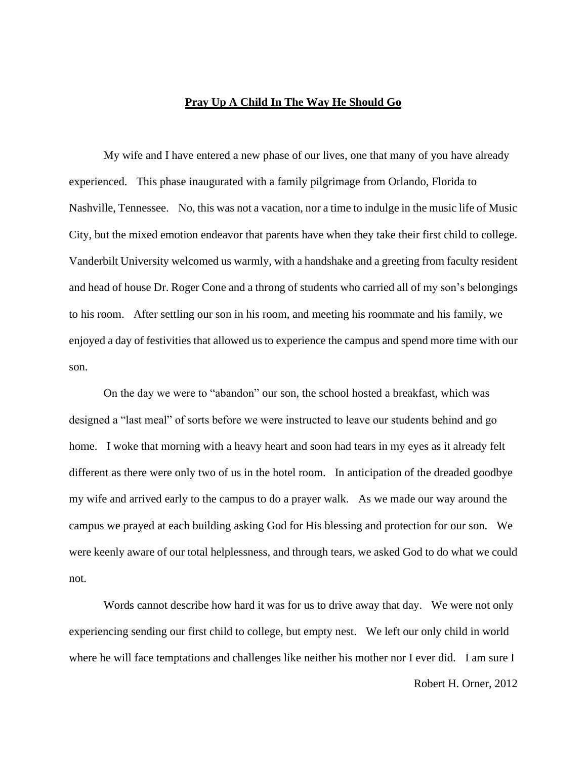# Pray Up A Child In The Way He Should Go

My wife and I have entered a new phase of our lives, one that many of you have already experienced. This phase inaugurated with a family pilgrimage from Orlando, Florida to Nashville, Tennessee. No, this was not a vacation, nor a time to indulge in the music life of Music City, but the mixed emotion endeavor that parents have when they take their first child to college. Vanderbilt University welcomed us warmly, with a handshake and a greeting from faculty resident and head of house Dr. Roger Cone and a throng of students who carried all of my son's belongings to his room. After settling our son in his room, and meeting his roommate and his family, we enjoyed a day of festivities that allowed us to experience the campus and spend more time with our son.

On the day we were to "abandon" our son, the school hosted a breakfast, which was designed a "last meal" of sorts before we were instructed to leave our students behind and go home. I woke that morning with a heavy heart and soon had tears in my eyes as it already felt different as there were only two of us in the hotel room. In anticipation of the dreaded goodbye my wife and arrived early to the campus to do a prayer walk. As we made our way around the campus we prayed at each building asking God for His blessing and protection for our son. We were keenly aware of our total helplessness, and through tears, we asked God to do what we could not.

Words cannot describe how hard it was for us to drive away that day. We were not only experiencing sending our first child to college, but empty nest. We left our only child in world where he will face temptations and challenges like neither his mother nor I ever did. I am sure I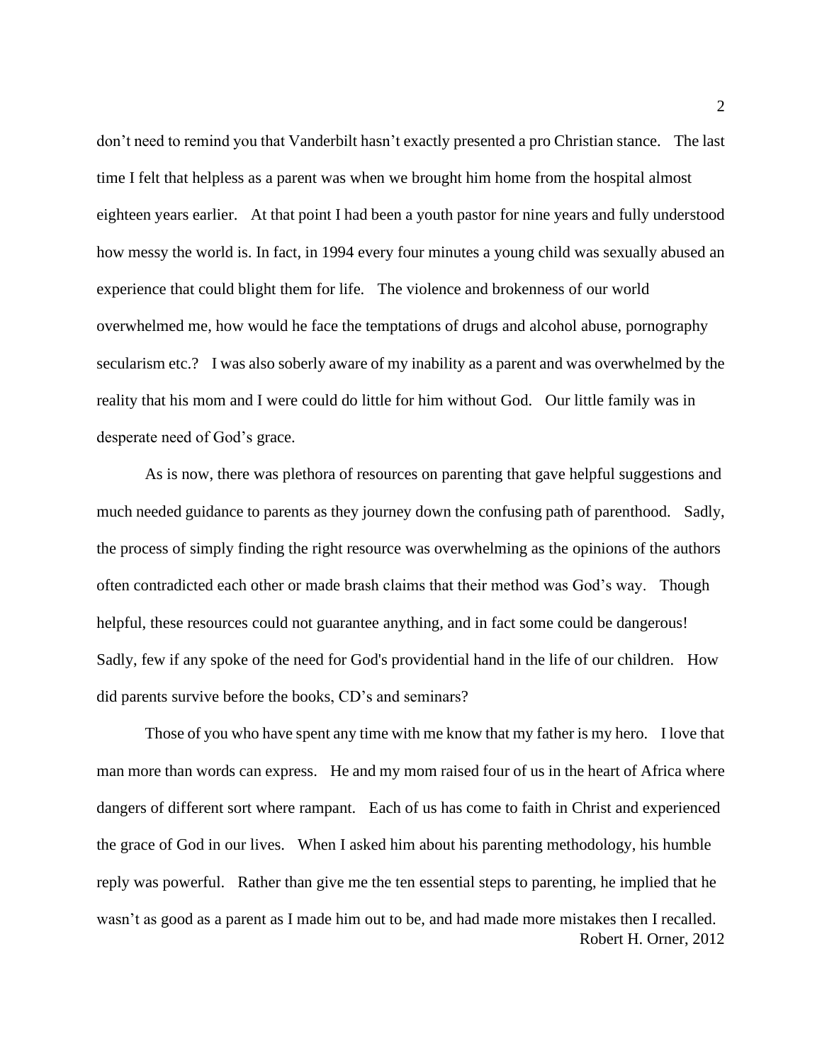don't need to remind you that Vanderbilt hasn't exactly presented a pro Christian stance. The last time I felt that helpless as a parent was when we brought him home from the hospital almost eighteen years earlier. At that point I had been a youth pastor for nine years and fully understood how messy the world is. In fact, in 1994 every four minutes a young child was sexually abused an experience that could blight them for life. The violence and brokenness of our world overwhelmed me, how would he face the temptations of drugs and alcohol abuse, pornography secularism etc.? I was also soberly aware of my inability as a parent and was overwhelmed by the reality that his mom and I were could do little for him without God. Our little family was in desperate need of God's grace.

As is now, there was plethora of resources on parenting that gave helpful suggestions and much needed guidance to parents as they journey down the confusing path of parenthood. Sadly, the process of simply finding the right resource was overwhelming as the opinions of the authors often contradicted each other or made brash claims that their method was God's way. Though helpful, these resources could not guarantee anything, and in fact some could be dangerous! Sadly, few if any spoke of the need for God's providential hand in the life of our children. How did parents survive before the books, CD's and seminars?

Those of you who have spent any time with me know that my father is my hero. I love that man more than words can express. He and my mom raised four of us in the heart of Africa where dangers of different sort where rampant. Each of us has come to faith in Christ and experienced the grace of God in our lives. When I asked him about his parenting methodology, his humble reply was powerful. Rather than give me the ten essential steps to parenting, he implied that he wasn't as good as a parent as I made him out to be, and had made more mistakes then I recalled.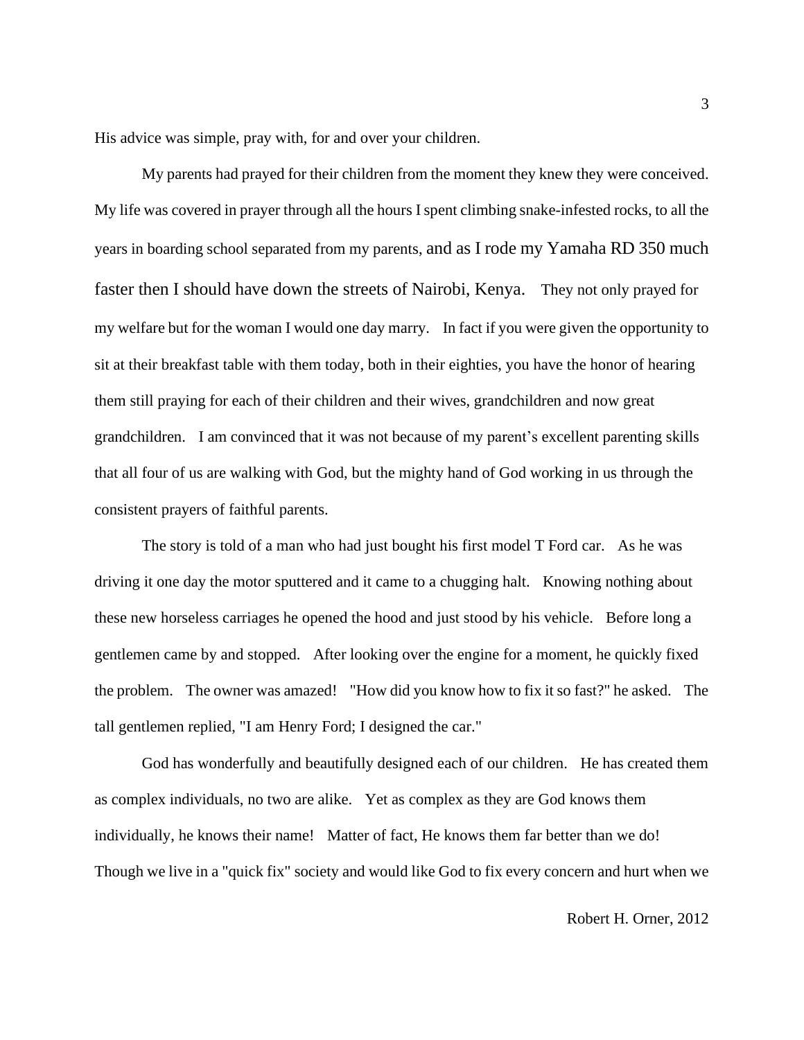His advice was simple, pray with, for and over your children.

My parents had prayed for their children from the moment they knew they were conceived. My life was covered in prayer through all the hours I spent climbing snake-infested rocks, to all the years in boarding school separated from my parents, and as I rode my Yamaha RD 350 much faster then I should have down the streets of Nairobi, Kenya. They not only prayed for my welfare but for the woman I would one day marry. In fact if you were given the opportunity to sit at their breakfast table with them today, both in their eighties, you have the honor of hearing them still praying for each of their children and their wives, grandchildren and now great grandchildren. I am convinced that it was not because of my parent's excellent parenting skills that all four of us are walking with God, but the mighty hand of God working in us through the consistent prayers of faithful parents.

The story is told of a man who had just bought his first model T Ford car. As he was driving it one day the motor sputtered and it came to a chugging halt. Knowing nothing about these new horseless carriages he opened the hood and just stood by his vehicle. Before long a gentlemen came by and stopped. After looking over the engine for a moment, he quickly fixed the problem. The owner was amazed! "How did you know how to fix it so fast?" he asked. The tall gentlemen replied, "I am Henry Ford; I designed the car."

God has wonderfully and beautifully designed each of our children. He has created them as complex individuals, no two are alike. Yet as complex as they are God knows them individually, he knows their name! Matter of fact, He knows them far better than we do! Though we live in a "quick fix" society and would like God to fix every concern and hurt when we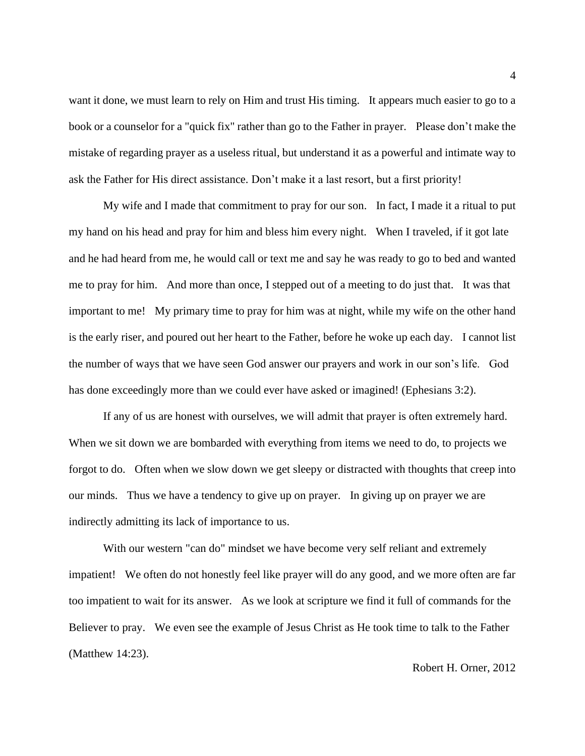want it done, we must learn to rely on Him and trust His timing. It appears much easier to go to a book or a counselor for a "quick fix" rather than go to the Father in prayer. Please don't make the mistake of regarding prayer as a useless ritual, but understand it as a powerful and intimate way to ask the Father for His direct assistance. Don't make it a last resort, but a first priority!

My wife and I made that commitment to pray for our son. In fact, I made it a ritual to put my hand on his head and pray for him and bless him every night. When I traveled, if it got late and he had heard from me, he would call or text me and say he was ready to go to bed and wanted me to pray for him. And more than once, I stepped out of a meeting to do just that. It was that important to me! My primary time to pray for him was at night, while my wife on the other hand is the early riser, and poured out her heart to the Father, before he woke up each day. I cannot list the number of ways that we have seen God answer our prayers and work in our son's life. God has done exceedingly more than we could ever have asked or imagined! (Ephesians 3:2).

If any of us are honest with ourselves, we will admit that prayer is often extremely hard. When we sit down we are bombarded with everything from items we need to do, to projects we forgot to do. Often when we slow down we get sleepy or distracted with thoughts that creep into our minds. Thus we have a tendency to give up on prayer. In giving up on prayer we are indirectly admitting its lack of importance to us.

With our western "can do" mindset we have become very self reliant and extremely impatient! We often do not honestly feel like prayer will do any good, and we more often are far too impatient to wait for its answer. As we look at scripture we find it full of commands for the Believer to pray. We even see the example of Jesus Christ as He took time to talk to the Father (Matthew 14:23).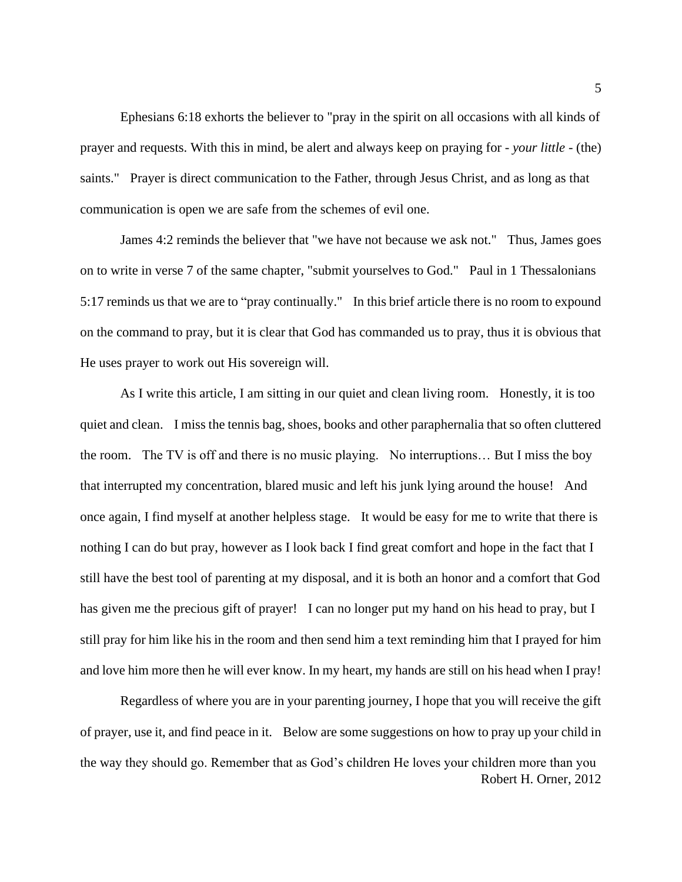Ephesians 6:18 exhorts the believer to "pray in the spirit on all occasions with all kinds of prayer and requests. With this in mind, be alert and always keep on praying for - *your little* - (the) saints." Prayer is direct communication to the Father, through Jesus Christ, and as long as that communication is open we are safe from the schemes of evil one.

James 4:2 reminds the believer that "we have not because we ask not." Thus, James goes on to write in verse 7 of the same chapter, "submit yourselves to God." Paul in 1 Thessalonians 5:17 reminds us that we are to "pray continually." In this brief article there is no room to expound on the command to pray, but it is clear that God has commanded us to pray, thus it is obvious that He uses prayer to work out His sovereign will.

As I write this article, I am sitting in our quiet and clean living room. Honestly, it is too quiet and clean. I miss the tennis bag, shoes, books and other paraphernalia that so often cluttered the room. The TV is off and there is no music playing. No interruptions… But I miss the boy that interrupted my concentration, blared music and left his junk lying around the house! And once again, I find myself at another helpless stage. It would be easy for me to write that there is nothing I can do but pray, however as I look back I find great comfort and hope in the fact that I still have the best tool of parenting at my disposal, and it is both an honor and a comfort that God has given me the precious gift of prayer! I can no longer put my hand on his head to pray, but I still pray for him like his in the room and then send him a text reminding him that I prayed for him and love him more then he will ever know. In my heart, my hands are still on his head when I pray!

Regardless of where you are in your parenting journey, I hope that you will receive the gift of prayer, use it, and find peace in it. Below are some suggestions on how to pray up your child in the way they should go. Remember that as God's children He loves your children more than you

Robert H. Orner, 2012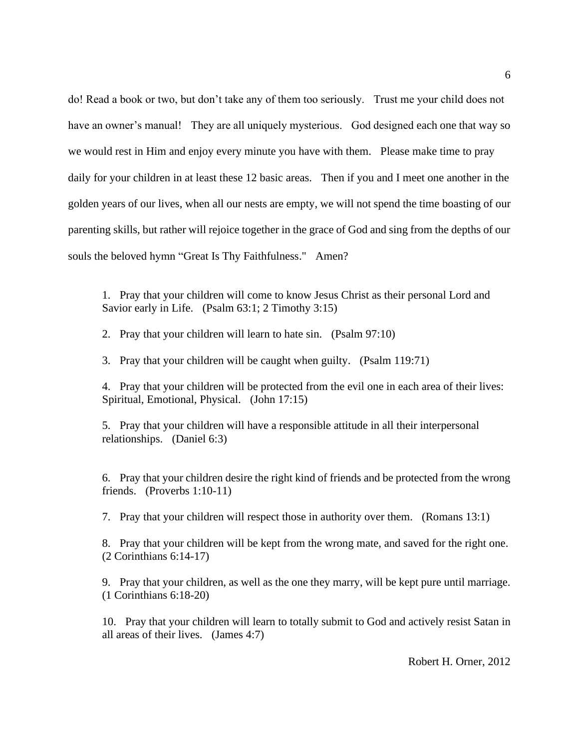do! Read a book or two, but don't take any of them too seriously. Trust me your child does not have an owner's manual! They are all uniquely mysterious. God designed each one that way so we would rest in Him and enjoy every minute you have with them. Please make time to pray daily for your children in at least these 12 basic areas. Then if you and I meet one another in the golden years of our lives, when all our nests are empty, we will not spend the time boasting of our parenting skills, but rather will rejoice together in the grace of God and sing from the depths of our souls the beloved hymn "Great Is Thy Faithfulness." Amen?

1. Pray that your children will come to know Jesus Christ as their personal Lord and Savior early in Life. (Psalm 63:1; 2 Timothy 3:15)

2. Pray that your children will learn to hate sin. (Psalm 97:10)

3. Pray that your children will be caught when guilty. (Psalm 119:71)

4. Pray that your children will be protected from the evil one in each area of their lives: Spiritual, Emotional, Physical. (John 17:15)

5. Pray that your children will have a responsible attitude in all their interpersonal relationships. (Daniel 6:3)

6. Pray that your children desire the right kind of friends and be protected from the wrong friends. (Proverbs 1:10-11)

7. Pray that your children will respect those in authority over them. (Romans 13:1)

8. Pray that your children will be kept from the wrong mate, and saved for the right one. (2 Corinthians 6:14-17)

9. Pray that your children, as well as the one they marry, will be kept pure until marriage. (1 Corinthians 6:18-20)

10. Pray that your children will learn to totally submit to God and actively resist Satan in all areas of their lives. (James 4:7)

Robert H. Orner, 2012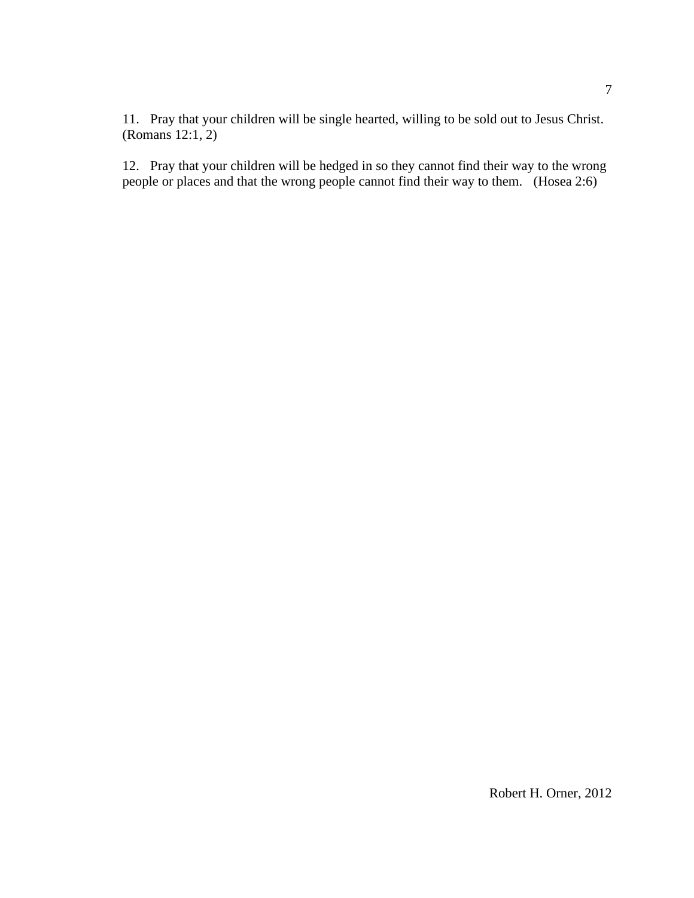11. Pray that your children will be single hearted, willing to be sold out to Jesus Christ. (Romans 12:1, 2)

12. Pray that your children will be hedged in so they cannot find their way to the wrong people or places and that the wrong people cannot find their way to them. (Hosea 2:6)

Robert H. Orner, 2012